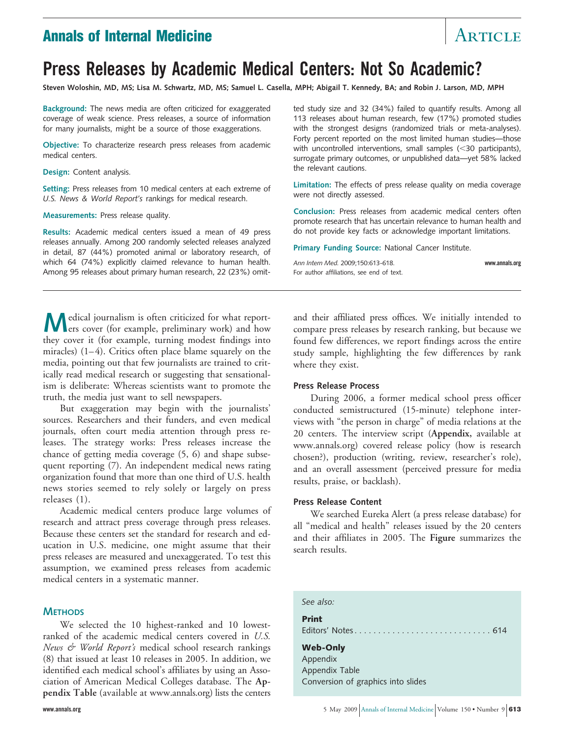# Press Releases by Academic Medical Centers: Not So Academic?

**Steven Woloshin, MD, MS; Lisa M. Schwartz, MD, MS; Samuel L. Casella, MPH; Abigail T. Kennedy, BA; and Robin J. Larson, MD, MPH**

**Background:** The news media are often criticized for exaggerated coverage of weak science. Press releases, a source of information for many journalists, might be a source of those exaggerations.

**Objective:** To characterize research press releases from academic medical centers.

**Design:** Content analysis.

**Setting:** Press releases from 10 medical centers at each extreme of *U.S. News & World Report's* rankings for medical research.

**Measurements:** Press release quality.

**Results:** Academic medical centers issued a mean of 49 press releases annually. Among 200 randomly selected releases analyzed in detail, 87 (44%) promoted animal or laboratory research, of which 64 (74%) explicitly claimed relevance to human health. Among 95 releases about primary human research, 22 (23%) omitted study size and 32 (34%) failed to quantify results. Among all 113 releases about human research, few (17%) promoted studies with the strongest designs (randomized trials or meta-analyses). Forty percent reported on the most limited human studies—those with uncontrolled interventions, small samples (<30 participants), surrogate primary outcomes, or unpublished data—yet 58% lacked the relevant cautions.

**Limitation:** The effects of press release quality on media coverage were not directly assessed.

**Conclusion:** Press releases from academic medical centers often promote research that has uncertain relevance to human health and do not provide key facts or acknowledge important limitations.

**Primary Funding Source:** National Cancer Institute.

*Ann Intern Med.* 2009;150:613-618. www.annals.org
For author affiliations, see end of text.

Medical journalism is often criticized for what reporters cover (for example, preliminary work) and how they cover it (for example, turning modest findings into miracles) (1–4). Critics often place blame squarely on the media, pointing out that few journalists are trained to critically read medical research or suggesting that sensationalism is deliberate: Whereas scientists want to promote the truth, the media just want to sell newspapers.

But exaggeration may begin with the journalists' sources. Researchers and their funders, and even medical journals, often court media attention through press releases. The strategy works: Press releases increase the chance of getting media coverage (5, 6) and shape subsequent reporting (7). An independent medical news rating organization found that more than one third of U.S. health news stories seemed to rely solely or largely on press releases (1).

Academic medical centers produce large volumes of research and attract press coverage through press releases. Because these centers set the standard for research and education in U.S. medicine, one might assume that their press releases are measured and unexaggerated. To test this assumption, we examined press releases from academic medical centers in a systematic manner.

## Methods

We selected the 10 highest-ranked and 10 lowest-ranked of the academic medical centers covered in *U.S. News & World Report's* medical school research rankings (8) that issued at least 10 releases in 2005. In addition, we identified each medical school's affiliates by using an Association of American Medical Colleges database. The **Appendix Table** (available at www.annals.org) lists the centers and their affiliated press offices. We initially intended to compare press releases by research ranking, but because we found few differences, we report findings across the entire study sample, highlighting the few differences by rank where they exist.

### Press Release Process

During 2006, a former medical school press officer conducted semistructured (15-minute) telephone interviews with "the person in charge" of media relations at the 20 centers. The interview script (**Appendix,** available at www.annals.org) covered release policy (how is research chosen?), production (writing, review, researcher's role), and an overall assessment (perceived pressure for media results, praise, or backlash).

### Press Release Content

We searched Eureka Alert (a press release database) for all "medical and health" releases issued by the 20 centers and their affiliates in 2005. The **Figure** summarizes the search results.

*See also:*

**Print**
Editors' Notes . . . . . . . . . . . . . . . . . . . . . . . . . . . . . 614

**Web-Only**
Appendix
Appendix Table
Conversion of graphics into slides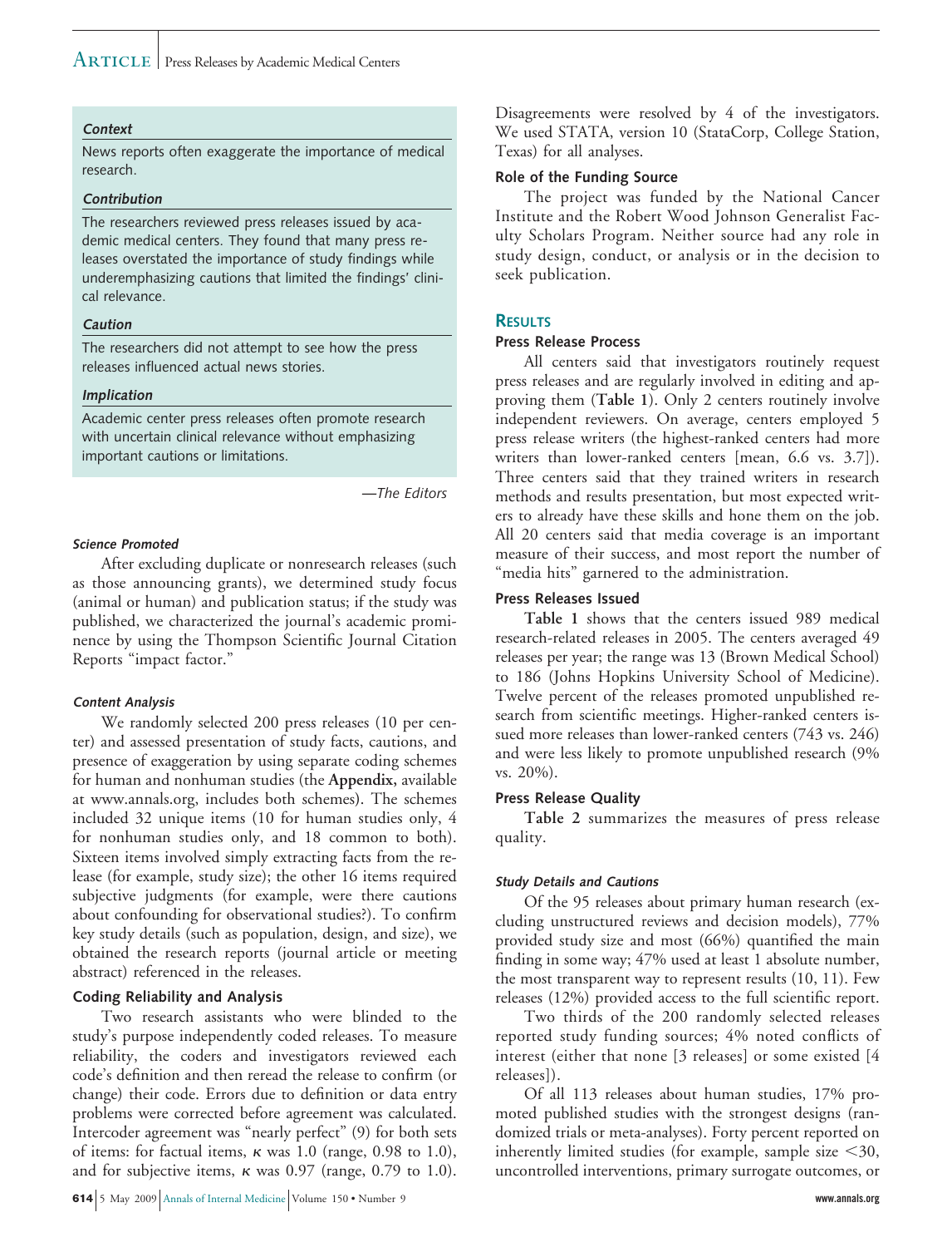#### Context

News reports often exaggerate the importance of medical research.

#### Contribution

The researchers reviewed press releases issued by academic medical centers. They found that many press releases overstated the importance of study findings while underemphasizing cautions that limited the findings' clinical relevance.

#### Caution

The researchers did not attempt to see how the press releases influenced actual news stories.

#### Implication

Academic center press releases often promote research with uncertain clinical relevance without emphasizing important cautions or limitations.

*—The Editors*

#### *Science Promoted*

After excluding duplicate or nonresearch releases (such as those announcing grants), we determined study focus (animal or human) and publication status; if the study was published, we characterized the journal's academic prominence by using the Thompson Scientific Journal Citation Reports "impact factor."

#### *Content Analysis*

We randomly selected 200 press releases (10 per center) and assessed presentation of study facts, cautions, and presence of exaggeration by using separate coding schemes for human and nonhuman studies (the **Appendix,** available at www.annals.org, includes both schemes). The schemes included 32 unique items (10 for human studies only, 4 for nonhuman studies only, and 18 common to both). Sixteen items involved simply extracting facts from the release (for example, study size); the other 16 items required subjective judgments (for example, were there cautions about confounding for observational studies?). To confirm key study details (such as population, design, and size), we obtained the research reports (journal article or meeting abstract) referenced in the releases.

### Coding Reliability and Analysis

Two research assistants who were blinded to the study's purpose independently coded releases. To measure reliability, the coders and investigators reviewed each code's definition and then reread the release to confirm (or change) their code. Errors due to definition or data entry problems were corrected before agreement was calculated. Intercoder agreement was "nearly perfect" (9) for both sets of items: for factual items, $\kappa$ was 1.0 (range, 0.98 to 1.0), and for subjective items, $\kappa$ was 0.97 (range, 0.79 to 1.0). Disagreements were resolved by 4 of the investigators. We used STATA, version 10 (StataCorp, College Station, Texas) for all analyses.

### Role of the Funding Source

The project was funded by the National Cancer Institute and the Robert Wood Johnson Generalist Faculty Scholars Program. Neither source had any role in study design, conduct, or analysis or in the decision to seek publication.

## Results

### Press Release Process

All centers said that investigators routinely request press releases and are regularly involved in editing and approving them (**Table 1**). Only 2 centers routinely involve independent reviewers. On average, centers employed 5 press release writers (the highest-ranked centers had more writers than lower-ranked centers [mean, 6.6 vs. 3.7]). Three centers said that they trained writers in research methods and results presentation, but most expected writers to already have these skills and hone them on the job. All 20 centers said that media coverage is an important measure of their success, and most report the number of "media hits" garnered to the administration.

### Press Releases Issued

**Table 1** shows that the centers issued 989 medical research-related releases in 2005. The centers averaged 49 releases per year; the range was 13 (Brown Medical School) to 186 (Johns Hopkins University School of Medicine). Twelve percent of the releases promoted unpublished research from scientific meetings. Higher-ranked centers issued more releases than lower-ranked centers (743 vs. 246) and were less likely to promote unpublished research (9% vs. 20%).

### Press Release Quality

**Table 2** summarizes the measures of press release quality.

#### *Study Details and Cautions*

Of the 95 releases about primary human research (excluding unstructured reviews and decision models), 77% provided study size and most (66%) quantified the main finding in some way; 47% used at least 1 absolute number, the most transparent way to represent results (10, 11). Few releases (12%) provided access to the full scientific report.

Two thirds of the 200 randomly selected releases reported study funding sources; 4% noted conflicts of interest (either that none [3 releases] or some existed [4 releases]).

Of all 113 releases about human studies, 17% promoted published studies with the strongest designs (randomized trials or meta-analyses). Forty percent reported on inherently limited studies (for example, sample size <30, uncontrolled interventions, primary surrogate outcomes, or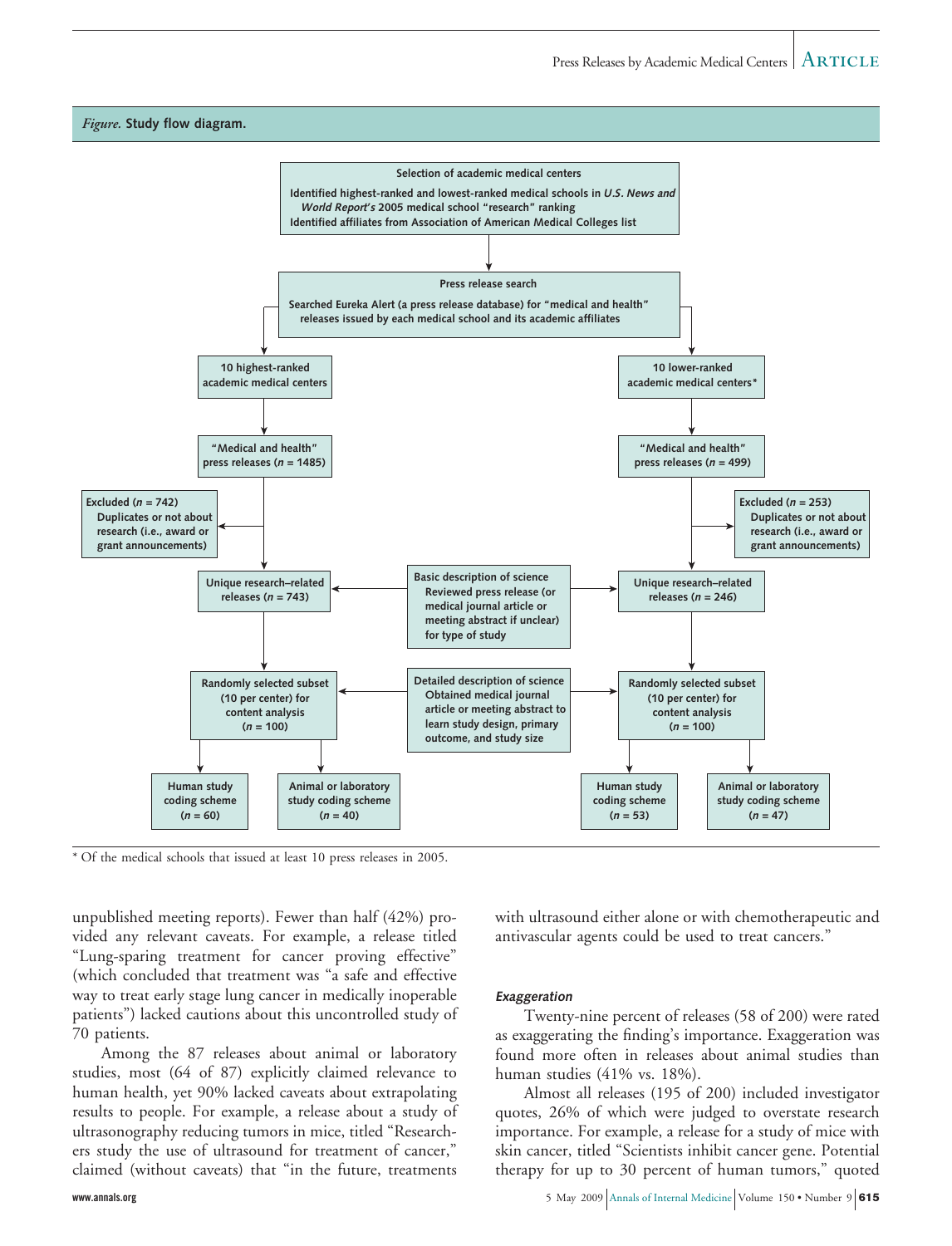*Figure.* **Study flow diagram.**

**Selection of academic medical centers**
- Identified highest-ranked and lowest-ranked medical schools in *U.S. News and World Report's* 2005 medical school "research" ranking
- Identified affiliates from Association of American Medical Colleges list

**Press release search**
- Searched Eureka Alert (a press release database) for "medical and health" releases issued by each medical school and its academic affiliates

| 10 highest-ranked academic medical centers | | 10 lower-ranked academic medical centers* |
|---|---|---|
| "Medical and health" press releases (*n* = 1485) | | "Medical and health" press releases (*n* = 499) |
| Excluded (*n* = 742): Duplicates or not about research (i.e., award or grant announcements) | | Excluded (*n* = 253): Duplicates or not about research (i.e., award or grant announcements) |
| Unique research–related releases (*n* = 743) | Basic description of science: Reviewed press release (or medical journal article or meeting abstract if unclear) for type of study | Unique research–related releases (*n* = 246) |
| Randomly selected subset (10 per center) for content analysis (*n* = 100) | Detailed description of science: Obtained medical journal article or meeting abstract to learn study design, primary outcome, and study size | Randomly selected subset (10 per center) for content analysis (*n* = 100) |
| Human study coding scheme (*n* = 60); Animal or laboratory study coding scheme (*n* = 40) | | Human study coding scheme (*n* = 53); Animal or laboratory study coding scheme (*n* = 47) |

\* Of the medical schools that issued at least 10 press releases in 2005.

unpublished meeting reports). Fewer than half (42%) provided any relevant caveats. For example, a release titled "Lung-sparing treatment for cancer proving effective" (which concluded that treatment was "a safe and effective way to treat early stage lung cancer in medically inoperable patients") lacked cautions about this uncontrolled study of 70 patients.

Among the 87 releases about animal or laboratory studies, most (64 of 87) explicitly claimed relevance to human health, yet 90% lacked caveats about extrapolating results to people. For example, a release about a study of ultrasonography reducing tumors in mice, titled "Researchers study the use of ultrasound for treatment of cancer," claimed (without caveats) that "in the future, treatments with ultrasound either alone or with chemotherapeutic and antivascular agents could be used to treat cancers."

### *Exaggeration*

Twenty-nine percent of releases (58 of 200) were rated as exaggerating the finding's importance. Exaggeration was found more often in releases about animal studies than human studies (41% vs. 18%).

Almost all releases (195 of 200) included investigator quotes, 26% of which were judged to overstate research importance. For example, a release for a study of mice with skin cancer, titled "Scientists inhibit cancer gene. Potential therapy for up to 30 percent of human tumors," quoted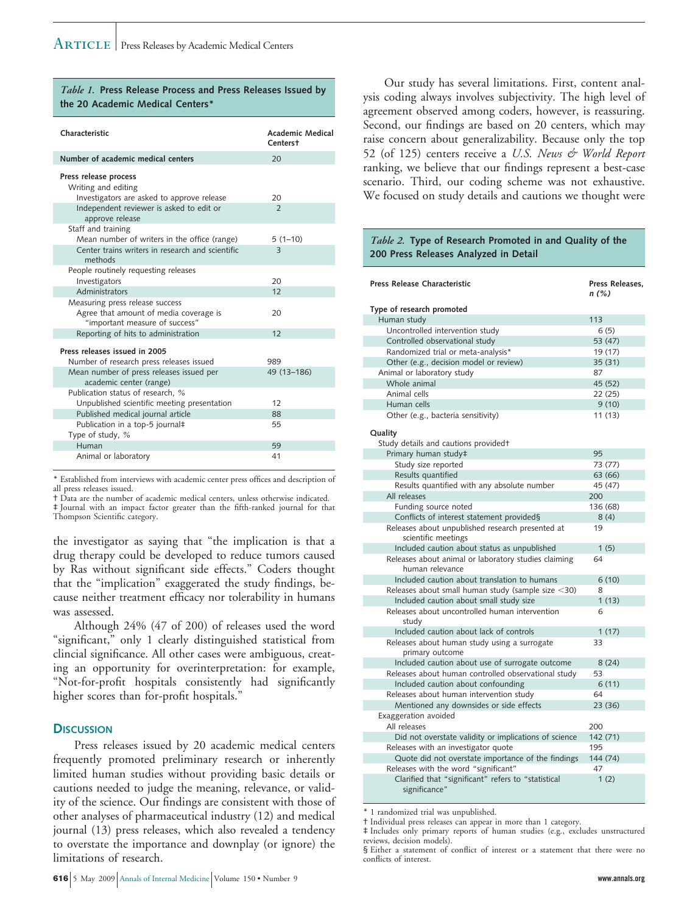*Table 1.* **Press Release Process and Press Releases Issued by the 20 Academic Medical Centers***

| Characteristic | Academic Medical Centers† |
|---|---|
| Number of academic medical centers | 20 |
| **Press release process** | |
| Writing and editing | |
| Investigators are asked to approve release | 20 |
| Independent reviewer is asked to edit or approve release | 2 |
| Staff and training | |
| Mean number of writers in the office (range) | 5 (1–10) |
| Center trains writers in research and scientific methods | 3 |
| People routinely requesting releases | |
| Investigators | 20 |
| Administrators | 12 |
| Measuring press release success | |
| Agree that amount of media coverage is "important measure of success" | 20 |
| Reporting of hits to administration | 12 |
| **Press releases issued in 2005** | |
| Number of research press releases issued | 989 |
| Mean number of press releases issued per academic center (range) | 49 (13–186) |
| Publication status of research, % | |
| Unpublished scientific meeting presentation | 12 |
| Published medical journal article | 88 |
| Publication in a top-5 journal‡ | 55 |
| Type of study, % | |
| Human | 59 |
| Animal or laboratory | 41 |

* Established from interviews with academic center press offices and description of all press releases issued.
† Data are the number of academic medical centers, unless otherwise indicated.
‡ Journal with an impact factor greater than the fifth-ranked journal for that Thompson Scientific category.

the investigator as saying that "the implication is that a drug therapy could be developed to reduce tumors caused by Ras without significant side effects." Coders thought that the "implication" exaggerated the study findings, because neither treatment efficacy nor tolerability in humans was assessed.

Although 24% (47 of 200) of releases used the word "significant," only 1 clearly distinguished statistical from clincial significance. All other cases were ambiguous, creating an opportunity for overinterpretation: for example, "Not-for-profit hospitals consistently had significantly higher scores than for-profit hospitals."

## Discussion

Press releases issued by 20 academic medical centers frequently promoted preliminary research or inherently limited human studies without providing basic details or cautions needed to judge the meaning, relevance, or validity of the science. Our findings are consistent with those of other analyses of pharmaceutical industry (12) and medical journal (13) press releases, which also revealed a tendency to overstate the importance and downplay (or ignore) the limitations of research.

Our study has several limitations. First, content analysis coding always involves subjectivity. The high level of agreement observed among coders, however, is reassuring. Second, our findings are based on 20 centers, which may raise concern about generalizability. Because only the top 52 (of 125) centers receive a *U.S. News & World Report* ranking, we believe that our findings represent a best-case scenario. Third, our coding scheme was not exhaustive. We focused on study details and cautions we thought were

*Table 2.* **Type of Research Promoted in and Quality of the 200 Press Releases Analyzed in Detail**

| Press Release Characteristic | Press Releases, *n (%)* |
|---|---|
| **Type of research promoted** | |
| Human study | 113 |
| Uncontrolled intervention study | 6 (5) |
| Controlled observational study | 53 (47) |
| Randomized trial or meta-analysis* | 19 (17) |
| Other (e.g., decision model or review) | 35 (31) |
| Animal or laboratory study | 87 |
| Whole animal | 45 (52) |
| Animal cells | 22 (25) |
| Human cells | 9 (10) |
| Other (e.g., bacteria sensitivity) | 11 (13) |
| **Quality** | |
| Study details and cautions provided† | |
| Primary human study‡ | 95 |
| Study size reported | 73 (77) |
| Results quantified | 63 (66) |
| Results quantified with any absolute number | 45 (47) |
| All releases | 200 |
| Funding source noted | 136 (68) |
| Conflicts of interest statement provided§ | 8 (4) |
| Releases about unpublished research presented at scientific meetings | 19 |
| Included caution about status as unpublished | 1 (5) |
| Releases about animal or laboratory studies claiming human relevance | 64 |
| Included caution about translation to humans | 6 (10) |
| Releases about small human study (sample size <30) | 8 |
| Included caution about small study size | 1 (13) |
| Releases about uncontrolled human intervention study | 6 |
| Included caution about lack of controls | 1 (17) |
| Releases about human study using a surrogate primary outcome | 33 |
| Included caution about use of surrogate outcome | 8 (24) |
| Releases about human controlled observational study | 53 |
| Included caution about confounding | 6 (11) |
| Releases about human intervention study | 64 |
| Mentioned any downsides or side effects | 23 (36) |
| Exaggeration avoided | |
| All releases | 200 |
| Did not overstate validity or implications of science | 142 (71) |
| Releases with an investigator quote | 195 |
| Quote did not overstate importance of the findings | 144 (74) |
| Releases with the word "significant" | 47 |
| Clarified that "significant" refers to "statistical significance" | 1 (2) |

* 1 randomized trial was unpublished.
† Individual press releases can appear in more than 1 category.
‡ Includes only primary reports of human studies (e.g., excludes unstructured reviews, decision models).
§ Either a statement of conflict of interest or a statement that there were no conflicts of interest.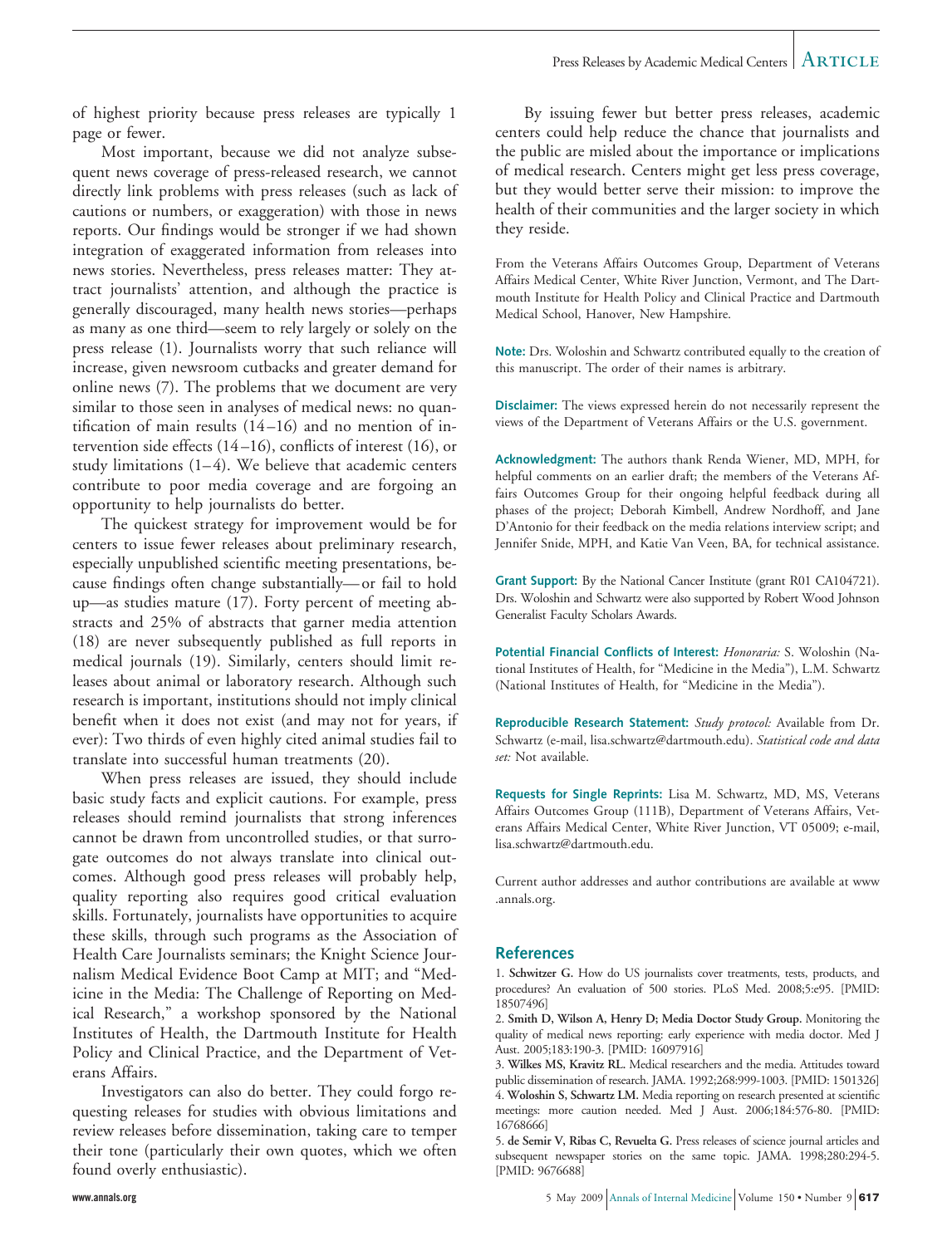of highest priority because press releases are typically 1 page or fewer.

Most important, because we did not analyze subsequent news coverage of press-released research, we cannot directly link problems with press releases (such as lack of cautions or numbers, or exaggeration) with those in news reports. Our findings would be stronger if we had shown integration of exaggerated information from releases into news stories. Nevertheless, press releases matter: They attract journalists' attention, and although the practice is generally discouraged, many health news stories—perhaps as many as one third—seem to rely largely or solely on the press release (1). Journalists worry that such reliance will increase, given newsroom cutbacks and greater demand for online news (7). The problems that we document are very similar to those seen in analyses of medical news: no quantification of main results (14–16) and no mention of intervention side effects (14–16), conflicts of interest (16), or study limitations (1–4). We believe that academic centers contribute to poor media coverage and are forgoing an opportunity to help journalists do better.

The quickest strategy for improvement would be for centers to issue fewer releases about preliminary research, especially unpublished scientific meeting presentations, because findings often change substantially—or fail to hold up—as studies mature (17). Forty percent of meeting abstracts and 25% of abstracts that garner media attention (18) are never subsequently published as full reports in medical journals (19). Similarly, centers should limit releases about animal or laboratory research. Although such research is important, institutions should not imply clinical benefit when it does not exist (and may not for years, if ever): Two thirds of even highly cited animal studies fail to translate into successful human treatments (20).

When press releases are issued, they should include basic study facts and explicit cautions. For example, press releases should remind journalists that strong inferences cannot be drawn from uncontrolled studies, or that surrogate outcomes do not always translate into clinical outcomes. Although good press releases will probably help, quality reporting also requires good critical evaluation skills. Fortunately, journalists have opportunities to acquire these skills, through such programs as the Association of Health Care Journalists seminars; the Knight Science Journalism Medical Evidence Boot Camp at MIT; and "Medicine in the Media: The Challenge of Reporting on Medical Research," a workshop sponsored by the National Institutes of Health, the Dartmouth Institute for Health Policy and Clinical Practice, and the Department of Veterans Affairs.

Investigators can also do better. They could forgo requesting releases for studies with obvious limitations and review releases before dissemination, taking care to temper their tone (particularly their own quotes, which we often found overly enthusiastic).

By issuing fewer but better press releases, academic centers could help reduce the chance that journalists and the public are misled about the importance or implications of medical research. Centers might get less press coverage, but they would better serve their mission: to improve the health of their communities and the larger society in which they reside.

From the Veterans Affairs Outcomes Group, Department of Veterans Affairs Medical Center, White River Junction, Vermont, and The Dartmouth Institute for Health Policy and Clinical Practice and Dartmouth Medical School, Hanover, New Hampshire.

**Note:** Drs. Woloshin and Schwartz contributed equally to the creation of this manuscript. The order of their names is arbitrary.

**Disclaimer:** The views expressed herein do not necessarily represent the views of the Department of Veterans Affairs or the U.S. government.

**Acknowledgment:** The authors thank Renda Wiener, MD, MPH, for helpful comments on an earlier draft; the members of the Veterans Affairs Outcomes Group for their ongoing helpful feedback during all phases of the project; Deborah Kimbell, Andrew Nordhoff, and Jane D'Antonio for their feedback on the media relations interview script; and Jennifer Snide, MPH, and Katie Van Veen, BA, for technical assistance.

**Grant Support:** By the National Cancer Institute (grant R01 CA104721). Drs. Woloshin and Schwartz were also supported by Robert Wood Johnson Generalist Faculty Scholars Awards.

**Potential Financial Conflicts of Interest:** *Honoraria:* S. Woloshin (National Institutes of Health, for "Medicine in the Media"), L.M. Schwartz (National Institutes of Health, for "Medicine in the Media").

**Reproducible Research Statement:** *Study protocol:* Available from Dr. Schwartz (e-mail, lisa.schwartz@dartmouth.edu). *Statistical code and data set:* Not available.

**Requests for Single Reprints:** Lisa M. Schwartz, MD, MS, Veterans Affairs Outcomes Group (111B), Department of Veterans Affairs, Veterans Affairs Medical Center, White River Junction, VT 05009; e-mail, lisa.schwartz@dartmouth.edu.

Current author addresses and author contributions are available at www.annals.org.

## References

1. **Schwitzer G.** How do US journalists cover treatments, tests, products, and procedures? An evaluation of 500 stories. PLoS Med. 2008;5:e95. [PMID: 18507496]
2. **Smith D, Wilson A, Henry D; Media Doctor Study Group.** Monitoring the quality of medical news reporting: early experience with media doctor. Med J Aust. 2005;183:190-3. [PMID: 16097916]
3. **Wilkes MS, Kravitz RL.** Medical researchers and the media. Attitudes toward public dissemination of research. JAMA. 1992;268:999-1003. [PMID: 1501326]
4. **Woloshin S, Schwartz LM.** Media reporting on research presented at scientific meetings: more caution needed. Med J Aust. 2006;184:576-80. [PMID: 16768666]
5. **de Semir V, Ribas C, Revuelta G.** Press releases of science journal articles and subsequent newspaper stories on the same topic. JAMA. 1998;280:294-5. [PMID: 9676688]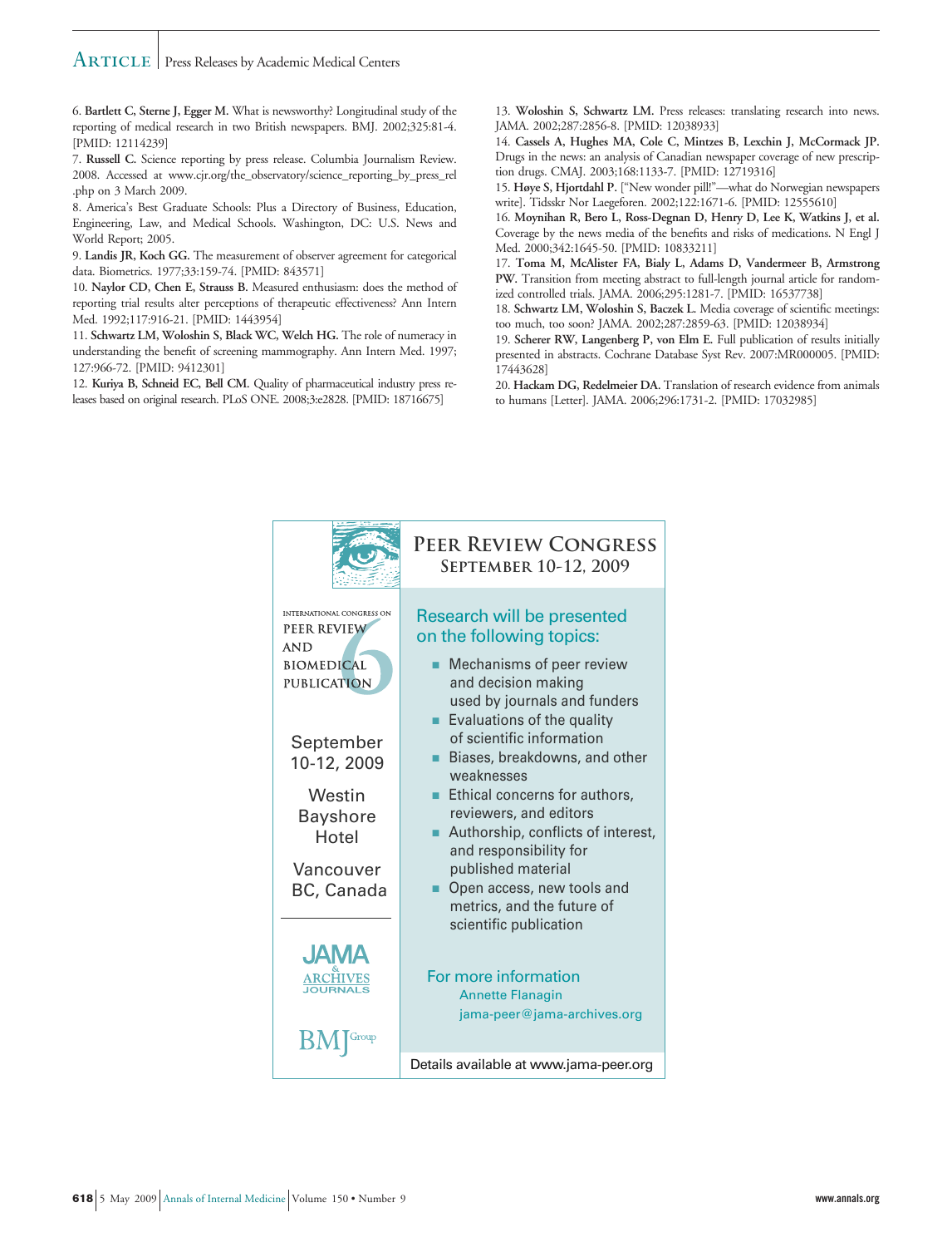6. **Bartlett C, Sterne J, Egger M.** What is newsworthy? Longitudinal study of the reporting of medical research in two British newspapers. BMJ. 2002;325:81-4. [PMID: 12114239]

7. **Russell C.** Science reporting by press release. Columbia Journalism Review. 2008. Accessed at www.cjr.org/the_observatory/science_reporting_by_press_rel.php on 3 March 2009.

8. America's Best Graduate Schools: Plus a Directory of Business, Education, Engineering, Law, and Medical Schools. Washington, DC: U.S. News and World Report; 2005.

9. **Landis JR, Koch GG.** The measurement of observer agreement for categorical data. Biometrics. 1977;33:159-74. [PMID: 843571]

10. **Naylor CD, Chen E, Strauss B.** Measured enthusiasm: does the method of reporting trial results alter perceptions of therapeutic effectiveness? Ann Intern Med. 1992;117:916-21. [PMID: 1443954]

11. **Schwartz LM, Woloshin S, Black WC, Welch HG.** The role of numeracy in understanding the benefit of screening mammography. Ann Intern Med. 1997; 127:966-72. [PMID: 9412301]

12. **Kuriya B, Schneid EC, Bell CM.** Quality of pharmaceutical industry press releases based on original research. PLoS ONE. 2008;3:e2828. [PMID: 18716675]

13. **Woloshin S, Schwartz LM.** Press releases: translating research into news. JAMA. 2002;287:2856-8. [PMID: 12038933]

14. **Cassels A, Hughes MA, Cole C, Mintzes B, Lexchin J, McCormack JP.** Drugs in the news: an analysis of Canadian newspaper coverage of new prescription drugs. CMAJ. 2003;168:1133-7. [PMID: 12719316]

15. **Høye S, Hjortdahl P.** ["New wonder pill!"—what do Norwegian newspapers write]. Tidsskr Nor Laegeforen. 2002;122:1671-6. [PMID: 12555610]

16. **Moynihan R, Bero L, Ross-Degnan D, Henry D, Lee K, Watkins J, et al.** Coverage by the news media of the benefits and risks of medications. N Engl J Med. 2000;342:1645-50. [PMID: 10833211]

17. **Toma M, McAlister FA, Bialy L, Adams D, Vandermeer B, Armstrong PW.** Transition from meeting abstract to full-length journal article for randomized controlled trials. JAMA. 2006;295:1281-7. [PMID: 16537738]

18. **Schwartz LM, Woloshin S, Baczek L.** Media coverage of scientific meetings: too much, too soon? JAMA. 2002;287:2859-63. [PMID: 12038934]

19. **Scherer RW, Langenberg P, von Elm E.** Full publication of results initially presented in abstracts. Cochrane Database Syst Rev. 2007:MR000005. [PMID: 17443628]

20. **Hackam DG, Redelmeier DA.** Translation of research evidence from animals to humans [Letter]. JAMA. 2006;296:1731-2. [PMID: 17032985]

---

## PEER REVIEW CONGRESS
### SEPTEMBER 10-12, 2009

INTERNATIONAL CONGRESS ON PEER REVIEW AND BIOMEDICAL PUBLICATION 6

September 10-12, 2009

Westin Bayshore Hotel

Vancouver BC, Canada

JAMA & ARCHIVES JOURNALS

BMJ Group

**Research will be presented on the following topics:**

- Mechanisms of peer review and decision making used by journals and funders
- Evaluations of the quality of scientific information
- Biases, breakdowns, and other weaknesses
- Ethical concerns for authors, reviewers, and editors
- Authorship, conflicts of interest, and responsibility for published material
- Open access, new tools and metrics, and the future of scientific publication

**For more information**
Annette Flanagin
jama-peer@jama-archives.org

Details available at www.jama-peer.org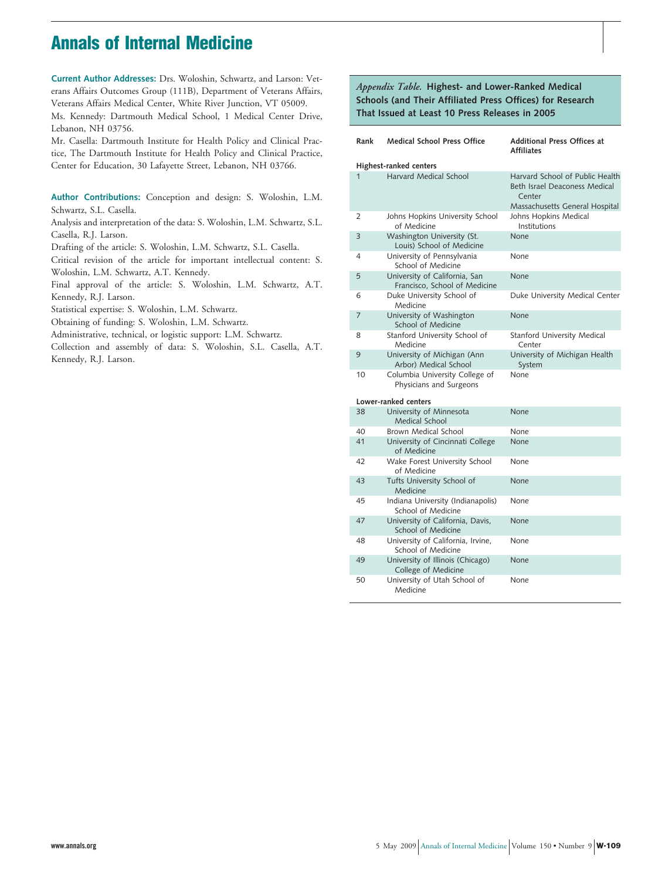**Current Author Addresses:** Drs. Woloshin, Schwartz, and Larson: Veterans Affairs Outcomes Group (111B), Department of Veterans Affairs, Veterans Affairs Medical Center, White River Junction, VT 05009.
Ms. Kennedy: Dartmouth Medical School, 1 Medical Center Drive, Lebanon, NH 03756.
Mr. Casella: Dartmouth Institute for Health Policy and Clinical Practice, The Dartmouth Institute for Health Policy and Clinical Practice, Center for Education, 30 Lafayette Street, Lebanon, NH 03766.

**Author Contributions:** Conception and design: S. Woloshin, L.M. Schwartz, S.L. Casella.
Analysis and interpretation of the data: S. Woloshin, L.M. Schwartz, S.L. Casella, R.J. Larson.
Drafting of the article: S. Woloshin, L.M. Schwartz, S.L. Casella.
Critical revision of the article for important intellectual content: S. Woloshin, L.M. Schwartz, A.T. Kennedy.
Final approval of the article: S. Woloshin, L.M. Schwartz, A.T. Kennedy, R.J. Larson.
Statistical expertise: S. Woloshin, L.M. Schwartz.
Obtaining of funding: S. Woloshin, L.M. Schwartz.
Administrative, technical, or logistic support: L.M. Schwartz.
Collection and assembly of data: S. Woloshin, S.L. Casella, A.T. Kennedy, R.J. Larson.

*Appendix Table.* **Highest- and Lower-Ranked Medical Schools (and Their Affiliated Press Offices) for Research That Issued at Least 10 Press Releases in 2005**

| Rank | Medical School Press Office | Additional Press Offices at Affiliates |
|---|---|---|
| **Highest-ranked centers** | | |
| 1 | Harvard Medical School | Harvard School of Public Health; Beth Israel Deaconess Medical Center; Massachusetts General Hospital |
| 2 | Johns Hopkins University School of Medicine | Johns Hopkins Medical Institutions |
| 3 | Washington University (St. Louis) School of Medicine | None |
| 4 | University of Pennsylvania School of Medicine | None |
| 5 | University of California, San Francisco, School of Medicine | None |
| 6 | Duke University School of Medicine | Duke University Medical Center |
| 7 | University of Washington School of Medicine | None |
| 8 | Stanford University School of Medicine | Stanford University Medical Center |
| 9 | University of Michigan (Ann Arbor) Medical School | University of Michigan Health System |
| 10 | Columbia University College of Physicians and Surgeons | None |
| **Lower-ranked centers** | | |
| 38 | University of Minnesota Medical School | None |
| 40 | Brown Medical School | None |
| 41 | University of Cincinnati College of Medicine | None |
| 42 | Wake Forest University School of Medicine | None |
| 43 | Tufts University School of Medicine | None |
| 45 | Indiana University (Indianapolis) School of Medicine | None |
| 47 | University of California, Davis, School of Medicine | None |
| 48 | University of California, Irvine, School of Medicine | None |
| 49 | University of Illinois (Chicago) College of Medicine | None |
| 50 | University of Utah School of Medicine | None |